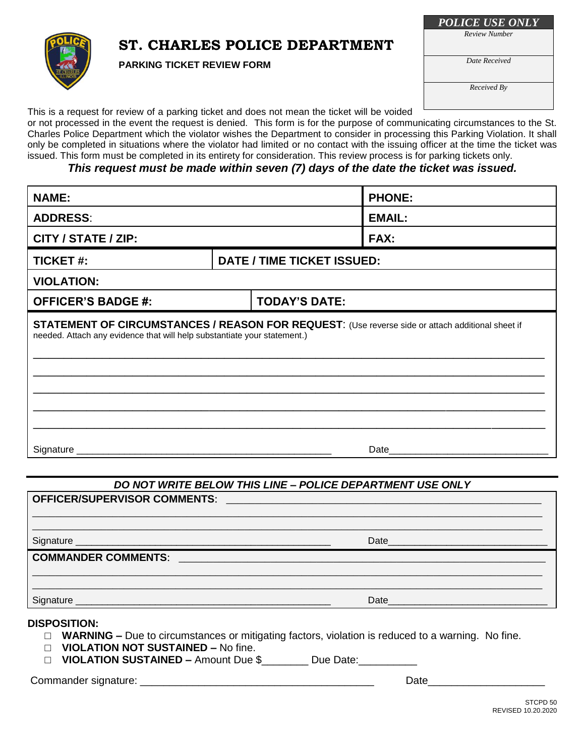# ST. CHARLES POLICE DEPARTMENT

**PARKING TICKET REVIEW FORM**

| *POLICE USE ONLY* |
|---|
| *Review Number* |
| *Date Received* |
| *Received By* |

This is a request for review of a parking ticket and does not mean the ticket will be voided or not processed in the event the request is denied. This form is for the purpose of communicating circumstances to the St. Charles Police Department which the violator wishes the Department to consider in processing this Parking Violation. It shall only be completed in situations where the violator had limited or no contact with the issuing officer at the time the ticket was issued. This form must be completed in its entirety for consideration. This review process is for parking tickets only.

***This request must be made within seven (7) days of the date the ticket was issued.***

| | |
|---|---|
| **NAME:** | **PHONE:** |
| **ADDRESS:** | **EMAIL:** |
| **CITY / STATE / ZIP:** | **FAX:** |
| **TICKET #:** | **DATE / TIME TICKET ISSUED:** |
| **VIOLATION:** | |
| **OFFICER'S BADGE #:** | **TODAY'S DATE:** |

**STATEMENT OF CIRCUMSTANCES / REASON FOR REQUEST**: (Use reverse side or attach additional sheet if needed. Attach any evidence that will help substantiate your statement.)

_______________________________________________________________________________

_______________________________________________________________________________

_______________________________________________________________________________

_______________________________________________________________________________

_______________________________________________________________________________

Signature ________________________________________ Date ________________________

---

***DO NOT WRITE BELOW THIS LINE – POLICE DEPARTMENT USE ONLY***

**OFFICER/SUPERVISOR COMMENTS**: ________________________________________________

_______________________________________________________________________________

_______________________________________________________________________________

Signature ________________________________________ Date ________________________

**COMMANDER COMMENTS**: ______________________________________________________

_______________________________________________________________________________

_______________________________________________________________________________

Signature ________________________________________ Date ________________________

**DISPOSITION:**

- □ **WARNING –** Due to circumstances or mitigating factors, violation is reduced to a warning. No fine.
- □ **VIOLATION NOT SUSTAINED –** No fine.
- □ **VIOLATION SUSTAINED –** Amount Due $________ Due Date:__________

Commander signature: ________________________________________ Date____________________

STCPD 50
REVISED 10.20.2020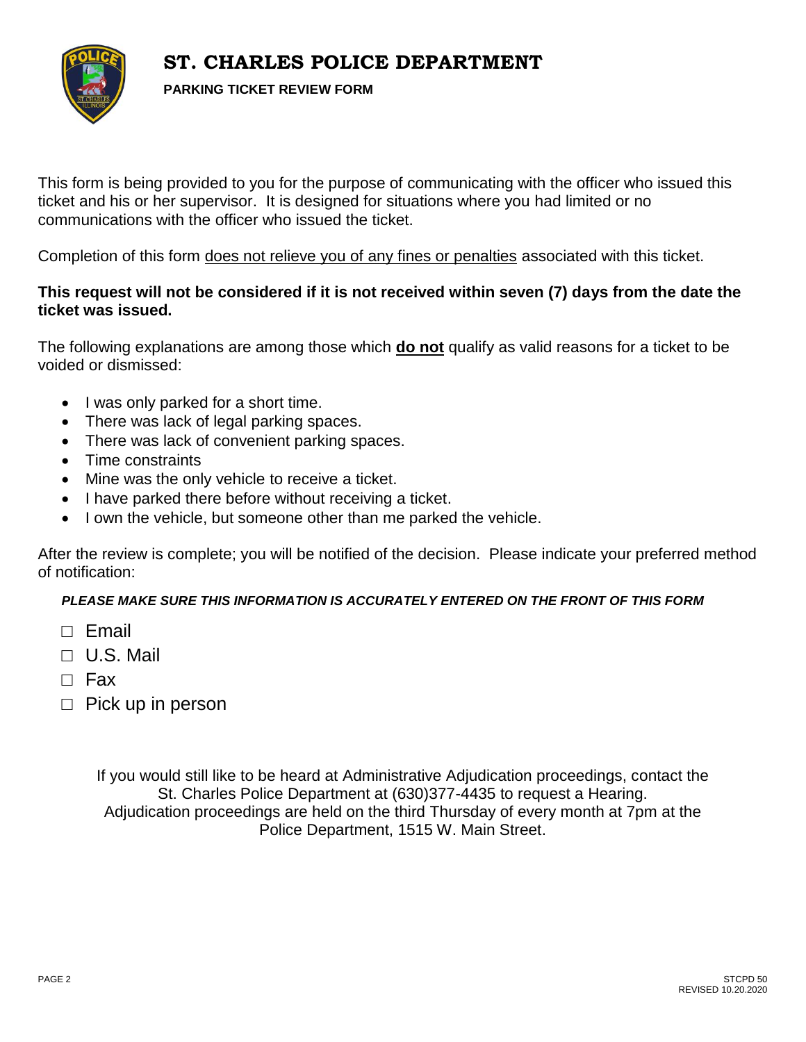# ST. CHARLES POLICE DEPARTMENT

**PARKING TICKET REVIEW FORM**

This form is being provided to you for the purpose of communicating with the officer who issued this ticket and his or her supervisor. It is designed for situations where you had limited or no communications with the officer who issued the ticket.

Completion of this form <u>does not relieve you of any fines or penalties</u> associated with this ticket.

**This request will not be considered if it is not received within seven (7) days from the date the ticket was issued.**

The following explanations are among those which **<u>do not</u>** qualify as valid reasons for a ticket to be voided or dismissed:

- I was only parked for a short time.
- There was lack of legal parking spaces.
- There was lack of convenient parking spaces.
- Time constraints
- Mine was the only vehicle to receive a ticket.
- I have parked there before without receiving a ticket.
- I own the vehicle, but someone other than me parked the vehicle.

After the review is complete; you will be notified of the decision. Please indicate your preferred method of notification:

***PLEASE MAKE SURE THIS INFORMATION IS ACCURATELY ENTERED ON THE FRONT OF THIS FORM***

- ☐ Email
- ☐ U.S. Mail
- ☐ Fax
- ☐ Pick up in person

If you would still like to be heard at Administrative Adjudication proceedings, contact the St. Charles Police Department at (630)377-4435 to request a Hearing. Adjudication proceedings are held on the third Thursday of every month at 7pm at the Police Department, 1515 W. Main Street.

STCPD 50
REVISED 10.20.2020